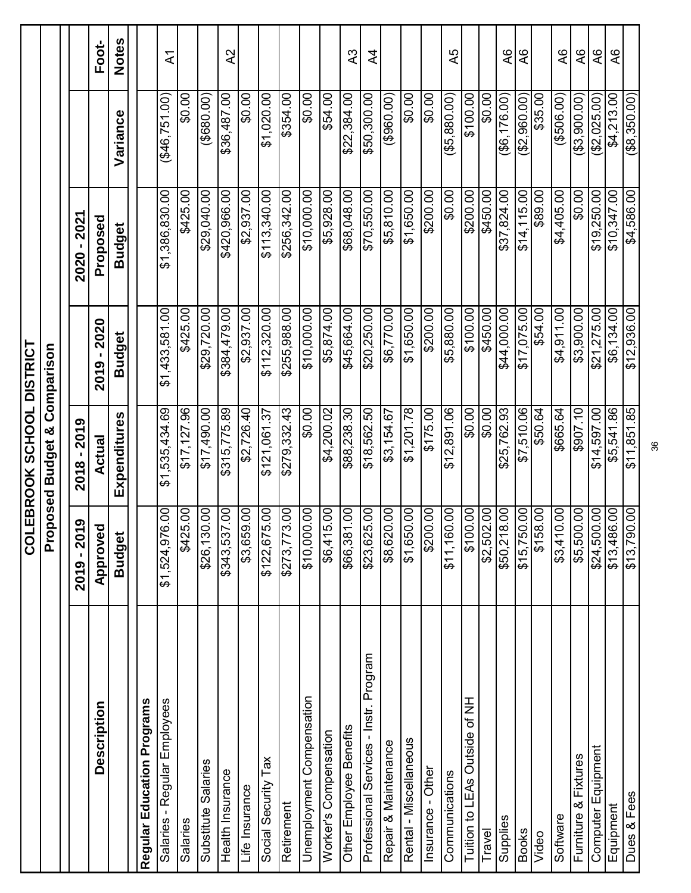# COLEBROOK SCHOOL DISTRICT

## Proposed Budget & Comparison

| Description | 2019 - 2019 Approved Budget | 2018 - 2019 Actual Expenditures | 2019 - 2020 Budget | 2020 - 2021 Proposed Budget | Variance | Foot-Notes |
|---|---|---|---|---|---|---|
| **Regular Education Programs** | | | | | | |
| Salaries - Regular Employees | $1,524,976.00 | $1,535,434.69 | $1,433,581.00 | $1,386,830.00 | ($46,751.00) | A1 |
| Salaries | $425.00 | $17,127.96 | $425.00 | $425.00 | $0.00 | |
| Substitute Salaries | $26,130.00 | $17,490.00 | $29,720.00 | $29,040.00 | ($680.00) | |
| Health Insurance | $343,537.00 | $315,775.89 | $384,479.00 | $420,966.00 | $36,487.00 | A2 |
| Life Insurance | $3,659.00 | $2,726.40 | $2,937.00 | $2,937.00 | $0.00 | |
| Social Security Tax | $122,675.00 | $121,061.37 | $112,320.00 | $113,340.00 | $1,020.00 | |
| Retirement | $273,773.00 | $279,332.43 | $255,988.00 | $256,342.00 | $354.00 | |
| Unemployment Compensation | $10,000.00 | $0.00 | $10,000.00 | $10,000.00 | $0.00 | |
| Worker's Compensation | $6,415.00 | $4,200.02 | $5,874.00 | $5,928.00 | $54.00 | |
| Other Employee Benefits | $66,381.00 | $88,238.30 | $45,664.00 | $68,048.00 | $22,384.00 | A3 |
| Professional Services - Instr. Program | $23,625.00 | $18,562.50 | $20,250.00 | $70,550.00 | $50,300.00 | A4 |
| Repair & Maintenance | $8,620.00 | $3,154.67 | $6,770.00 | $5,810.00 | ($960.00) | |
| Rental - Miscellaneous | $1,650.00 | $1,201.78 | $1,650.00 | $1,650.00 | $0.00 | |
| Insurance - Other | $200.00 | $175.00 | $200.00 | $200.00 | $0.00 | |
| Communications | $11,160.00 | $12,891.06 | $5,880.00 | $0.00 | ($5,880.00) | A5 |
| Tuition to LEAs Outside of NH | $100.00 | $0.00 | $100.00 | $200.00 | $100.00 | |
| Travel | $2,502.00 | $0.00 | $450.00 | $450.00 | $0.00 | |
| Supplies | $50,218.00 | $25,762.93 | $44,000.00 | $37,824.00 | ($6,176.00) | A6 |
| Books | $15,750.00 | $7,510.06 | $17,075.00 | $14,115.00 | ($2,960.00) | A6 |
| Video | $158.00 | $50.64 | $54.00 | $89.00 | $35.00 | |
| Software | $3,410.00 | $665.64 | $4,911.00 | $4,405.00 | ($506.00) | A6 |
| Furniture & Fixtures | $5,500.00 | $907.10 | $3,900.00 | $0.00 | ($3,900.00) | A6 |
| Computer Equipment | $24,500.00 | $14,597.00 | $21,275.00 | $19,250.00 | ($2,025.00) | A6 |
| Equipment | $13,486.00 | $5,541.86 | $6,134.00 | $10,347.00 | $4,213.00 | A6 |
| Dues & Fees | $13,790.00 | $11,851.85 | $12,936.00 | $4,586.00 | ($8,350.00) | |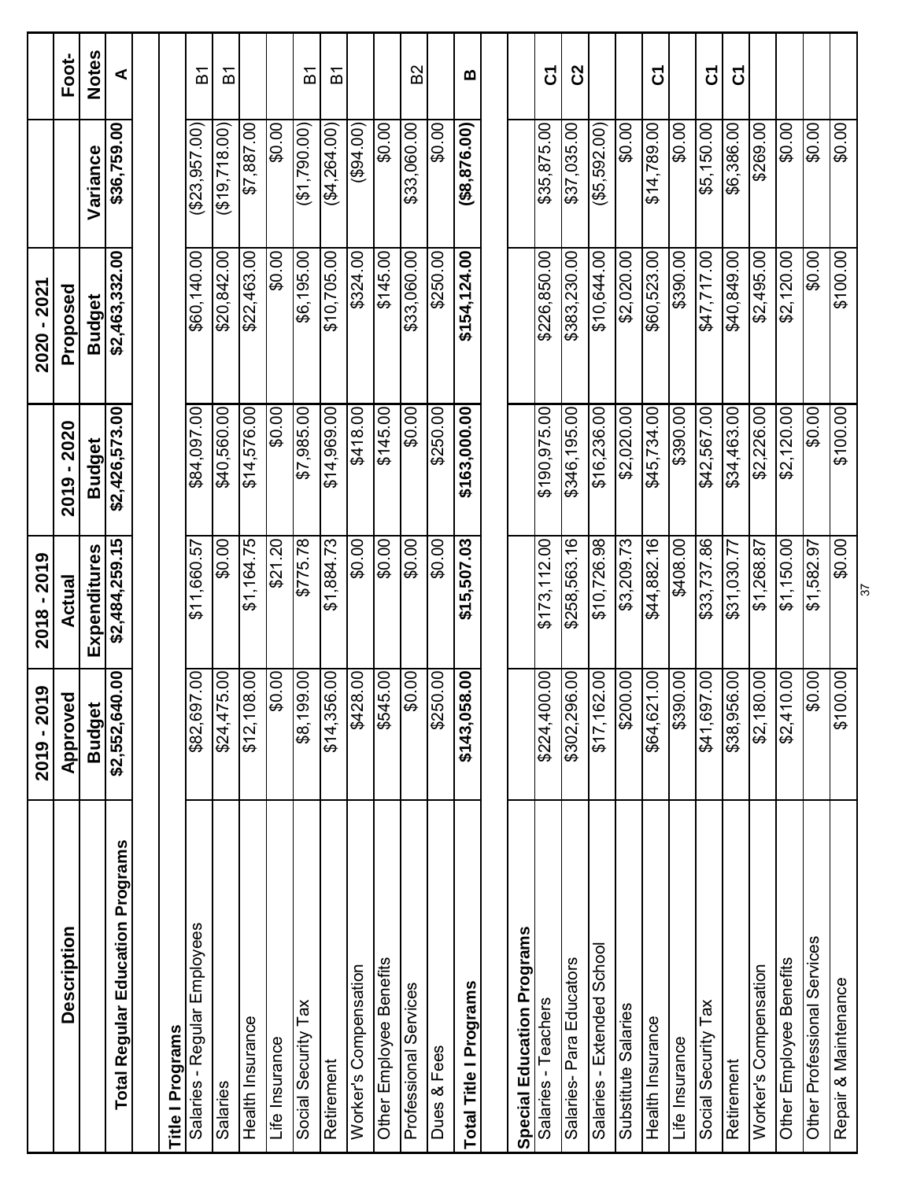| Description | 2019 - 2019 Approved Budget | 2018 - 2019 Actual Expenditures | 2019 - 2020 Budget | 2020 - 2021 Proposed Budget | Variance | Foot-Notes |
|---|---|---|---|---|---|---|
| **Total Regular Education Programs** | **$2,552,640.00** | **$2,484,259.15** | **$2,426,573.00** | **$2,463,332.00** | **$36,759.00** | **A** |
| | | | | | | |
| **Title I Programs** | | | | | | |
| Salaries - Regular Employees | $82,697.00 | $11,660.57 | $84,097.00 | $60,140.00 | ($23,957.00) | B1 |
| Salaries | $24,475.00 | $0.00 | $40,560.00 | $20,842.00 | ($19,718.00) | B1 |
| Health Insurance | $12,108.00 | $1,164.75 | $14,576.00 | $22,463.00 | $7,887.00 | |
| Life Insurance | $0.00 | $21.20 | $0.00 | $0.00 | $0.00 | |
| Social Security Tax | $8,199.00 | $775.78 | $7,985.00 | $6,195.00 | ($1,790.00) | B1 |
| Retirement | $14,356.00 | $1,884.73 | $14,969.00 | $10,705.00 | ($4,264.00) | B1 |
| Worker's Compensation | $428.00 | $0.00 | $418.00 | $324.00 | ($94.00) | |
| Other Employee Benefits | $545.00 | $0.00 | $145.00 | $145.00 | $0.00 | |
| Professional Services | $0.00 | $0.00 | $0.00 | $33,060.00 | $33,060.00 | B2 |
| Dues & Fees | $250.00 | $0.00 | $250.00 | $250.00 | $0.00 | |
| **Total Title I Programs** | **$143,058.00** | **$15,507.03** | **$163,000.00** | **$154,124.00** | **($8,876.00)** | **B** |
| | | | | | | |
| **Special Education Programs** | | | | | | |
| Salaries - Teachers | $224,400.00 | $173,112.00 | $190,975.00 | $226,850.00 | $35,875.00 | C1 |
| Salaries- Para Educators | $302,296.00 | $258,563.16 | $346,195.00 | $383,230.00 | $37,035.00 | C2 |
| Salaries - Extended School | $17,162.00 | $10,726.98 | $16,236.00 | $10,644.00 | ($5,592.00) | |
| Substitute Salaries | $200.00 | $3,209.73 | $2,020.00 | $2,020.00 | $0.00 | |
| Health Insurance | $64,621.00 | $44,882.16 | $45,734.00 | $60,523.00 | $14,789.00 | C1 |
| Life Insurance | $390.00 | $408.00 | $390.00 | $390.00 | $0.00 | |
| Social Security Tax | $41,697.00 | $33,737.86 | $42,567.00 | $47,717.00 | $5,150.00 | C1 |
| Retirement | $38,956.00 | $31,030.77 | $34,463.00 | $40,849.00 | $6,386.00 | C1 |
| Worker's Compensation | $2,180.00 | $1,268.87 | $2,226.00 | $2,495.00 | $269.00 | |
| Other Employee Benefits | $2,410.00 | $1,150.00 | $2,120.00 | $2,120.00 | $0.00 | |
| Other Professional Services | $0.00 | $1,582.97 | $0.00 | $0.00 | $0.00 | |
| Repair & Maintenance | $100.00 | $0.00 | $100.00 | $100.00 | $0.00 | |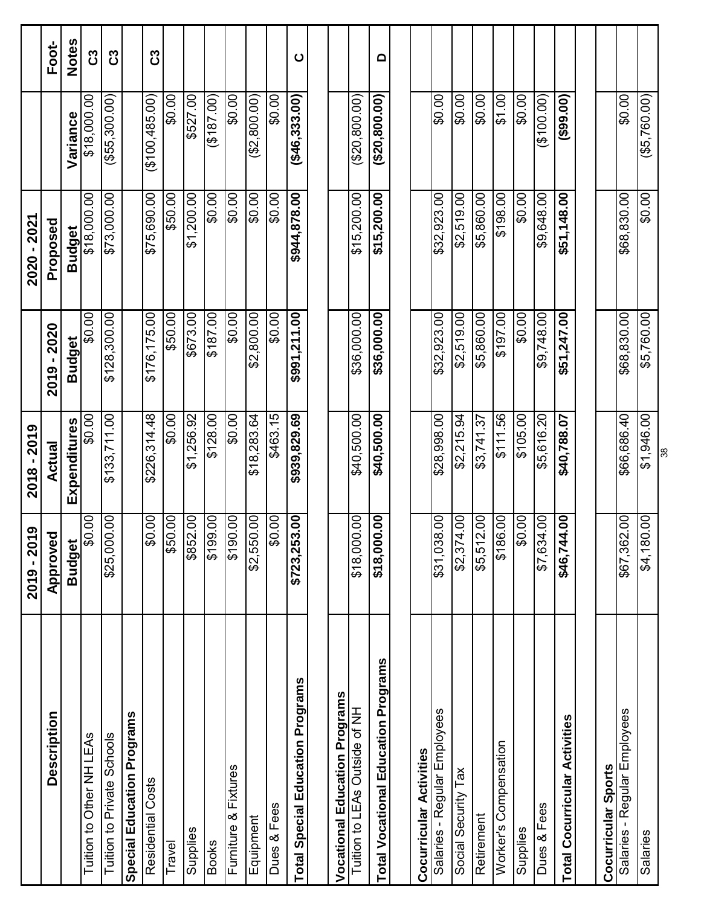| Description | 2019 - 2019 Approved Budget | 2018 - 2019 Actual Expenditures | 2019 - 2020 Budget | 2020 - 2021 Proposed Budget | Variance | Foot-Notes |
|---|---|---|---|---|---|---|
| Tuition to Other NH LEAs | $0.00 | $0.00 | $0.00 | $18,000.00 | $18,000.00 | C3 |
| Tuition to Private Schools | $25,000.00 | $133,711.00 | $128,300.00 | $73,000.00 | ($55,300.00) | C3 |
| **Special Education Programs** | | | | | | |
| Residential Costs | $0.00 | $226,314.48 | $176,175.00 | $75,690.00 | ($100,485.00) | C3 |
| Travel | $50.00 | $0.00 | $50.00 | $50.00 | $0.00 | |
| Supplies | $852.00 | $1,256.92 | $673.00 | $1,200.00 | $527.00 | |
| Books | $199.00 | $128.00 | $187.00 | $0.00 | ($187.00) | |
| Furniture & Fixtures | $190.00 | $0.00 | $0.00 | $0.00 | $0.00 | |
| Equipment | $2,550.00 | $18,283.64 | $2,800.00 | $0.00 | ($2,800.00) | |
| Dues & Fees | $0.00 | $463.15 | $0.00 | $0.00 | $0.00 | |
| **Total Special Education Programs** | **$723,253.00** | **$939,829.69** | **$991,211.00** | **$944,878.00** | **($46,333.00)** | **C** |
| | | | | | | |
| **Vocational Education Programs** | | | | | | |
| Tuition to LEAs Outside of NH | $18,000.00 | $40,500.00 | $36,000.00 | $15,200.00 | ($20,800.00) | |
| **Total Vocational Education Programs** | **$18,000.00** | **$40,500.00** | **$36,000.00** | **$15,200.00** | **($20,800.00)** | **D** |
| | | | | | | |
| **Cocurricular Activities** | | | | | | |
| Salaries - Regular Employees | $31,038.00 | $28,998.00 | $32,923.00 | $32,923.00 | $0.00 | |
| Social Security Tax | $2,374.00 | $2,215.94 | $2,519.00 | $2,519.00 | $0.00 | |
| Retirement | $5,512.00 | $3,741.37 | $5,860.00 | $5,860.00 | $0.00 | |
| Worker's Compensation | $186.00 | $111.56 | $197.00 | $198.00 | $1.00 | |
| Supplies | $0.00 | $105.00 | $0.00 | $0.00 | $0.00 | |
| Dues & Fees | $7,634.00 | $5,616.20 | $9,748.00 | $9,648.00 | ($100.00) | |
| **Total Cocurricular Activities** | **$46,744.00** | **$40,788.07** | **$51,247.00** | **$51,148.00** | **($99.00)** | |
| | | | | | | |
| **Cocurricular Sports** | | | | | | |
| Salaries - Regular Employees | $67,362.00 | $66,686.40 | $68,830.00 | $68,830.00 | $0.00 | |
| Salaries | $4,180.00 | $1,946.00 | $5,760.00 | $0.00 | ($5,760.00) | |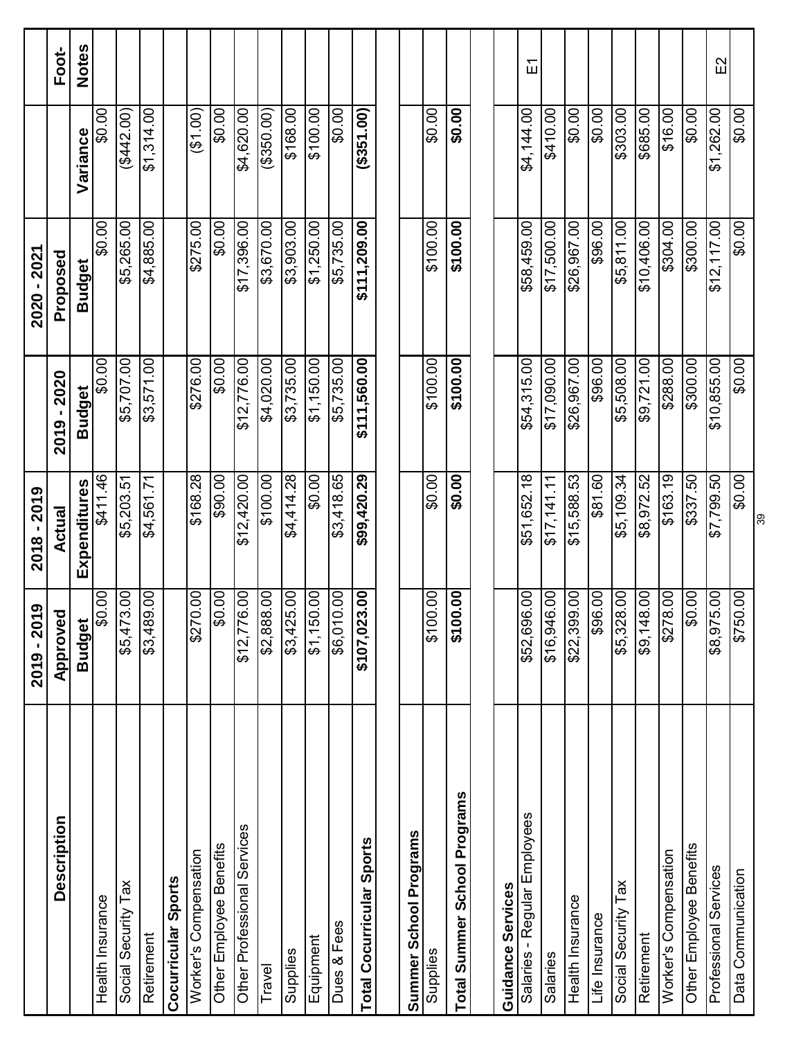| Description | 2019 - 2019 Approved Budget | 2018 - 2019 Actual Expenditures | 2019 - 2020 Budget | 2020 - 2021 Proposed Budget | Variance | Foot-Notes |
|---|---|---|---|---|---|---|
| Health Insurance | $0.00 | $411.46 | $0.00 | $0.00 | $0.00 | |
| Social Security Tax | $5,473.00 | $5,203.51 | $5,707.00 | $5,265.00 | ($442.00) | |
| Retirement | $3,489.00 | $4,561.71 | $3,571.00 | $4,885.00 | $1,314.00 | |
| **Cocurricular Sports** | | | | | | |
| Worker's Compensation | $270.00 | $168.28 | $276.00 | $275.00 | ($1.00) | |
| Other Employee Benefits | $0.00 | $90.00 | $0.00 | $0.00 | $0.00 | |
| Other Professional Services | $12,776.00 | $12,420.00 | $12,776.00 | $17,396.00 | $4,620.00 | |
| Travel | $2,888.00 | $100.00 | $4,020.00 | $3,670.00 | ($350.00) | |
| Supplies | $3,425.00 | $4,414.28 | $3,735.00 | $3,903.00 | $168.00 | |
| Equipment | $1,150.00 | $0.00 | $1,150.00 | $1,250.00 | $100.00 | |
| Dues & Fees | $6,010.00 | $3,418.65 | $5,735.00 | $5,735.00 | $0.00 | |
| **Total Cocurricular Sports** | **$107,023.00** | **$99,420.29** | **$111,560.00** | **$111,209.00** | **($351.00)** | |
| | | | | | | |
| **Summer School Programs** | | | | | | |
| Supplies | $100.00 | $0.00 | $100.00 | $100.00 | $0.00 | |
| **Total Summer School Programs** | **$100.00** | **$0.00** | **$100.00** | **$100.00** | **$0.00** | |
| | | | | | | |
| **Guidance Services** | | | | | | |
| Salaries - Regular Employees | $52,696.00 | $51,652.18 | $54,315.00 | $58,459.00 | $4,144.00 | E1 |
| Salaries | $16,946.00 | $17,141.11 | $17,090.00 | $17,500.00 | $410.00 | |
| Health Insurance | $22,399.00 | $15,588.53 | $26,967.00 | $26,967.00 | $0.00 | |
| Life Insurance | $96.00 | $81.60 | $96.00 | $96.00 | $0.00 | |
| Social Security Tax | $5,328.00 | $5,109.34 | $5,508.00 | $5,811.00 | $303.00 | |
| Retirement | $9,148.00 | $8,972.52 | $9,721.00 | $10,406.00 | $685.00 | |
| Worker's Compensation | $278.00 | $163.19 | $288.00 | $304.00 | $16.00 | |
| Other Employee Benefits | $0.00 | $337.50 | $300.00 | $300.00 | $0.00 | |
| Professional Services | $8,975.00 | $7,799.50 | $10,855.00 | $12,117.00 | $1,262.00 | E2 |
| Data Communication | $750.00 | $0.00 | $0.00 | $0.00 | $0.00 | |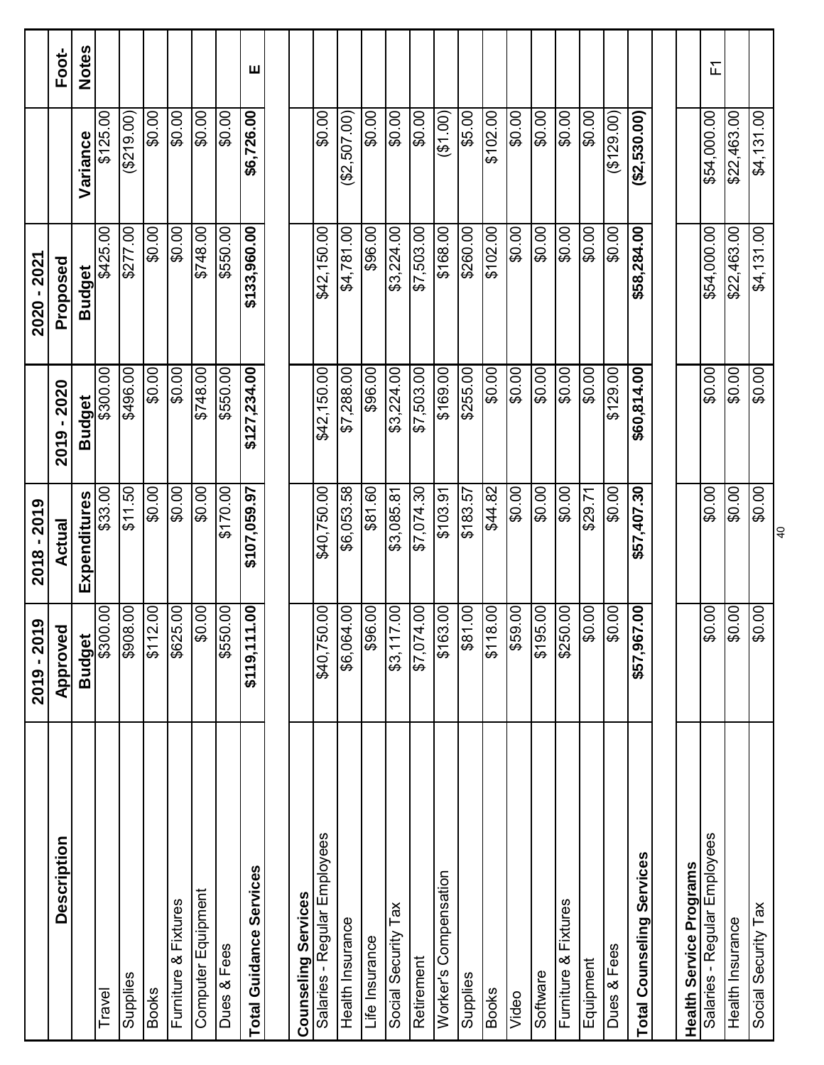| Description | 2019 - 2019 Approved Budget | 2018 - 2019 Actual Expenditures | 2019 - 2020 Budget | 2020 - 2021 Proposed Budget | Variance | Foot-Notes |
|---|---|---|---|---|---|---|
| Travel | $300.00 | $33.00 | $300.00 | $425.00 | $125.00 | |
| Supplies | $908.00 | $11.50 | $496.00 | $277.00 | ($219.00) | |
| Books | $112.00 | $0.00 | $0.00 | $0.00 | $0.00 | |
| Furniture & Fixtures | $625.00 | $0.00 | $0.00 | $0.00 | $0.00 | |
| Computer Equipment | $0.00 | $0.00 | $748.00 | $748.00 | $0.00 | |
| Dues & Fees | $550.00 | $170.00 | $550.00 | $550.00 | $0.00 | |
| **Total Guidance Services** | **$119,111.00** | **$107,059.97** | **$127,234.00** | **$133,960.00** | **$6,726.00** | **E** |
| | | | | | | |
| **Counseling Services** | | | | | | |
| Salaries - Regular Employees | $40,750.00 | $40,750.00 | $42,150.00 | $42,150.00 | $0.00 | |
| Health Insurance | $6,064.00 | $6,053.58 | $7,288.00 | $4,781.00 | ($2,507.00) | |
| Life Insurance | $96.00 | $81.60 | $96.00 | $96.00 | $0.00 | |
| Social Security Tax | $3,117.00 | $3,085.81 | $3,224.00 | $3,224.00 | $0.00 | |
| Retirement | $7,074.00 | $7,074.30 | $7,503.00 | $7,503.00 | $0.00 | |
| Worker's Compensation | $163.00 | $103.91 | $169.00 | $168.00 | ($1.00) | |
| Supplies | $81.00 | $183.57 | $255.00 | $260.00 | $5.00 | |
| Books | $118.00 | $44.82 | $0.00 | $102.00 | $102.00 | |
| Video | $59.00 | $0.00 | $0.00 | $0.00 | $0.00 | |
| Software | $195.00 | $0.00 | $0.00 | $0.00 | $0.00 | |
| Furniture & Fixtures | $250.00 | $0.00 | $0.00 | $0.00 | $0.00 | |
| Equipment | $0.00 | $29.71 | $0.00 | $0.00 | $0.00 | |
| Dues & Fees | $0.00 | $0.00 | $129.00 | $0.00 | ($129.00) | |
| **Total Counseling Services** | **$57,967.00** | **$57,407.30** | **$60,814.00** | **$58,284.00** | **($2,530.00)** | |
| | | | | | | |
| **Health Service Programs** | | | | | | |
| Salaries - Regular Employees | $0.00 | $0.00 | $0.00 | $54,000.00 | $54,000.00 | F1 |
| Health Insurance | $0.00 | $0.00 | $0.00 | $22,463.00 | $22,463.00 | |
| Social Security Tax | $0.00 | $0.00 | $0.00 | $4,131.00 | $4,131.00 | |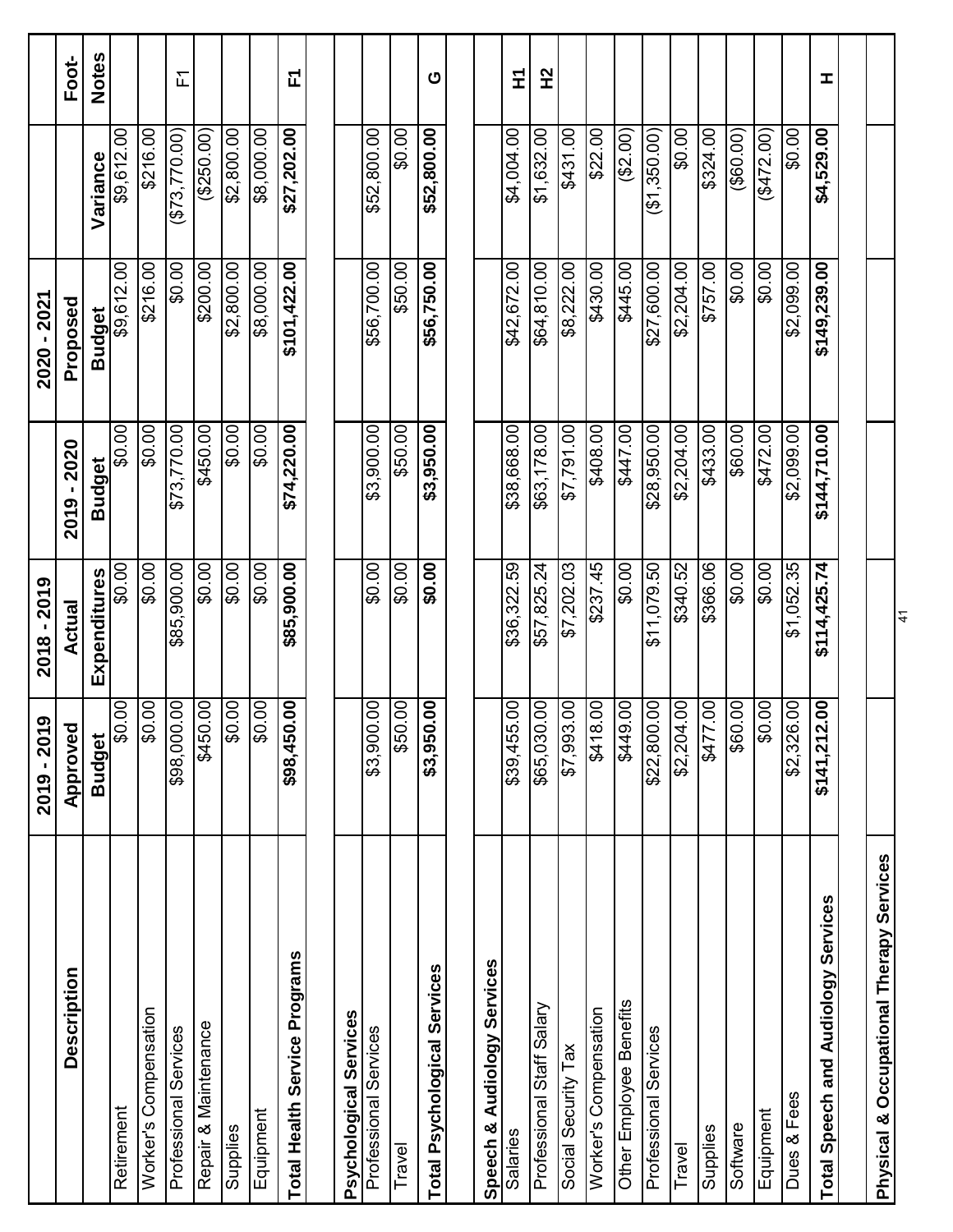| Description | 2019 - 2019 Approved Budget | 2018 - 2019 Actual Expenditures | 2019 - 2020 Budget | 2020 - 2021 Proposed Budget | Variance | Foot-Notes |
|---|---|---|---|---|---|---|
| Retirement | $0.00 | $0.00 | $0.00 | $9,612.00 | $9,612.00 | |
| Worker's Compensation | $0.00 | $0.00 | $0.00 | $216.00 | $216.00 | |
| Professional Services | $98,000.00 | $85,900.00 | $73,770.00 | $0.00 | ($73,770.00) | F1 |
| Repair & Maintenance | $450.00 | $0.00 | $450.00 | $200.00 | ($250.00) | |
| Supplies | $0.00 | $0.00 | $0.00 | $2,800.00 | $2,800.00 | |
| Equipment | $0.00 | $0.00 | $0.00 | $8,000.00 | $8,000.00 | |
| **Total Health Service Programs** | **$98,450.00** | **$85,900.00** | **$74,220.00** | **$101,422.00** | **$27,202.00** | **F1** |
| | | | | | | |
| **Psychological Services** | | | | | | |
| Professional Services | $3,900.00 | $0.00 | $3,900.00 | $56,700.00 | $52,800.00 | |
| Travel | $50.00 | $0.00 | $50.00 | $50.00 | $0.00 | |
| **Total Psychological Services** | **$3,950.00** | **$0.00** | **$3,950.00** | **$56,750.00** | **$52,800.00** | **G** |
| | | | | | | |
| **Speech & Audiology Services** | | | | | | |
| Salaries | $39,455.00 | $36,322.59 | $38,668.00 | $42,672.00 | $4,004.00 | **H1** |
| Professional Staff Salary | $65,030.00 | $57,825.24 | $63,178.00 | $64,810.00 | $1,632.00 | **H2** |
| Social Security Tax | $7,993.00 | $7,202.03 | $7,791.00 | $8,222.00 | $431.00 | |
| Worker's Compensation | $418.00 | $237.45 | $408.00 | $430.00 | $22.00 | |
| Other Employee Benefits | $449.00 | $0.00 | $447.00 | $445.00 | ($2.00) | |
| Professional Services | $22,800.00 | $11,079.50 | $28,950.00 | $27,600.00 | ($1,350.00) | |
| Travel | $2,204.00 | $340.52 | $2,204.00 | $2,204.00 | $0.00 | |
| Supplies | $477.00 | $366.06 | $433.00 | $757.00 | $324.00 | |
| Software | $60.00 | $0.00 | $60.00 | $0.00 | ($60.00) | |
| Equipment | $0.00 | $0.00 | $472.00 | $0.00 | ($472.00) | |
| Dues & Fees | $2,326.00 | $1,052.35 | $2,099.00 | $2,099.00 | $0.00 | |
| **Total Speech and Audiology Services** | **$141,212.00** | **$114,425.74** | **$144,710.00** | **$149,239.00** | **$4,529.00** | **H** |
| | | | | | | |
| **Physical & Occupational Therapy Services** | | | | | | |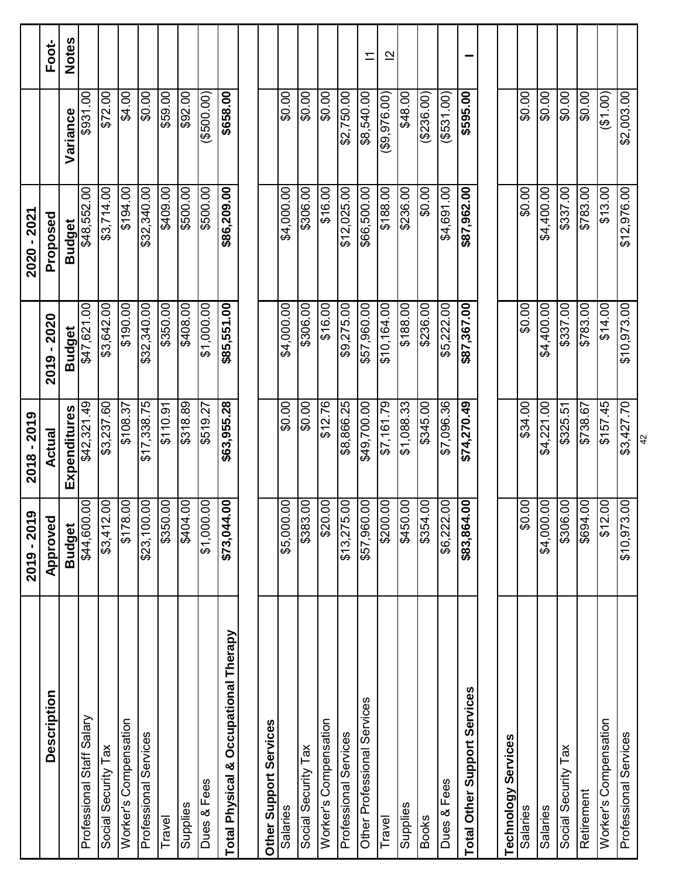| Description | 2019 - 2019 Approved Budget | 2018 - 2019 Actual Expenditures | 2019 - 2020 Budget | 2020 - 2021 Proposed Budget | Variance | Foot-Notes |
|---|---|---|---|---|---|---|
| Professional Staff Salary | $44,600.00 | $42,321.49 | $47,621.00 | $48,552.00 | $931.00 | |
| Social Security Tax | $3,412.00 | $3,237.60 | $3,642.00 | $3,714.00 | $72.00 | |
| Worker's Compensation | $178.00 | $108.37 | $190.00 | $194.00 | $4.00 | |
| Professional Services | $23,100.00 | $17,338.75 | $32,340.00 | $32,340.00 | $0.00 | |
| Travel | $350.00 | $110.91 | $350.00 | $409.00 | $59.00 | |
| Supplies | $404.00 | $318.89 | $408.00 | $500.00 | $92.00 | |
| Dues & Fees | $1,000.00 | $519.27 | $1,000.00 | $500.00 | ($500.00) | |
| **Total Physical & Occupational Therapy** | **$73,044.00** | **$63,955.28** | **$85,551.00** | **$86,209.00** | **$658.00** | |
| | | | | | | |
| **Other Support Services** | | | | | | |
| Salaries | $5,000.00 | $0.00 | $4,000.00 | $4,000.00 | $0.00 | |
| Social Security Tax | $383.00 | $0.00 | $306.00 | $306.00 | $0.00 | |
| Worker's Compensation | $20.00 | $12.76 | $16.00 | $16.00 | $0.00 | |
| Professional Services | $13,275.00 | $8,866.25 | $9,275.00 | $12,025.00 | $2,750.00 | |
| Other Professional Services | $57,960.00 | $49,700.00 | $57,960.00 | $66,500.00 | $8,540.00 | I1 |
| Travel | $200.00 | $7,161.79 | $10,164.00 | $188.00 | ($9,976.00) | I2 |
| Supplies | $450.00 | $1,088.33 | $188.00 | $236.00 | $48.00 | |
| Books | $354.00 | $345.00 | $236.00 | $0.00 | ($236.00) | |
| Dues & Fees | $6,222.00 | $7,096.36 | $5,222.00 | $4,691.00 | ($531.00) | |
| **Total Other Support Services** | **$83,864.00** | **$74,270.49** | **$87,367.00** | **$87,962.00** | **$595.00** | **I** |
| | | | | | | |
| **Technology Services** | | | | | | |
| Salaries | $0.00 | $34.00 | $0.00 | $0.00 | $0.00 | |
| Salaries | $4,000.00 | $4,221.00 | $4,400.00 | $4,400.00 | $0.00 | |
| Social Security Tax | $306.00 | $325.51 | $337.00 | $337.00 | $0.00 | |
| Retirement | $694.00 | $738.67 | $783.00 | $783.00 | $0.00 | |
| Worker's Compensation | $12.00 | $157.45 | $14.00 | $13.00 | ($1.00) | |
| Professional Services | $10,973.00 | $3,427.70 | $10,973.00 | $12,976.00 | $2,003.00 | |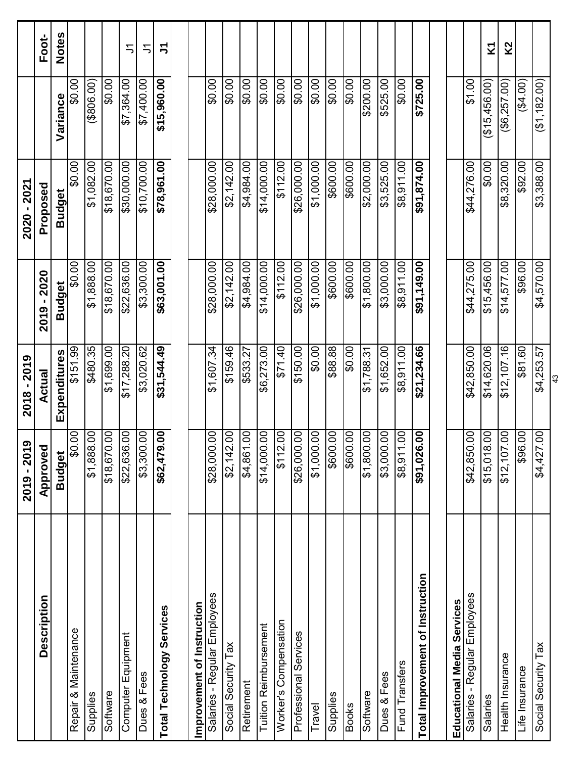| Description | 2019 - 2019 Approved Budget | 2018 - 2019 Actual Expenditures | 2019 - 2020 Budget | 2020 - 2021 Proposed Budget | Variance | Foot-Notes |
|---|---|---|---|---|---|---|
| Repair & Maintenance | $0.00 | $151.99 | $0.00 | $0.00 | $0.00 | |
| Supplies | $1,888.00 | $480.35 | $1,888.00 | $1,082.00 | ($806.00) | |
| Software | $18,670.00 | $1,699.00 | $18,670.00 | $18,670.00 | $0.00 | |
| Computer Equipment | $22,636.00 | $17,288.20 | $22,636.00 | $30,000.00 | $7,364.00 | J1 |
| Dues & Fees | $3,300.00 | $3,020.62 | $3,300.00 | $10,700.00 | $7,400.00 | J1 |
| **Total Technology Services** | **$62,479.00** | **$31,544.49** | **$63,001.00** | **$78,961.00** | **$15,960.00** | **J1** |
| | | | | | | |
| **Improvement of Instruction** | | | | | | |
| Salaries - Regular Employees | $28,000.00 | $1,607.34 | $28,000.00 | $28,000.00 | $0.00 | |
| Social Security Tax | $2,142.00 | $159.46 | $2,142.00 | $2,142.00 | $0.00 | |
| Retirement | $4,861.00 | $533.27 | $4,984.00 | $4,984.00 | $0.00 | |
| Tuition Reimbursement | $14,000.00 | $6,273.00 | $14,000.00 | $14,000.00 | $0.00 | |
| Worker's Compensation | $112.00 | $71.40 | $112.00 | $112.00 | $0.00 | |
| Professional Services | $26,000.00 | $150.00 | $26,000.00 | $26,000.00 | $0.00 | |
| Travel | $1,000.00 | $0.00 | $1,000.00 | $1,000.00 | $0.00 | |
| Supplies | $600.00 | $88.88 | $600.00 | $600.00 | $0.00 | |
| Books | $600.00 | $0.00 | $600.00 | $600.00 | $0.00 | |
| Software | $1,800.00 | $1,788.31 | $1,800.00 | $2,000.00 | $200.00 | |
| Dues & Fees | $3,000.00 | $1,652.00 | $3,000.00 | $3,525.00 | $525.00 | |
| Fund Transfers | $8,911.00 | $8,911.00 | $8,911.00 | $8,911.00 | $0.00 | |
| **Total Improvement of Instruction** | **$91,026.00** | **$21,234.66** | **$91,149.00** | **$91,874.00** | **$725.00** | |
| | | | | | | |
| **Educational Media Services** | | | | | | |
| Salaries - Regular Employees | $42,850.00 | $42,850.00 | $44,275.00 | $44,276.00 | $1.00 | |
| Salaries | $15,018.00 | $14,620.06 | $15,456.00 | $0.00 | ($15,456.00) | **K1** |
| Health Insurance | $12,107.00 | $12,107.16 | $14,577.00 | $8,320.00 | ($6,257.00) | **K2** |
| Life Insurance | $96.00 | $81.60 | $96.00 | $92.00 | ($4.00) | |
| Social Security Tax | $4,427.00 | $4,253.57 | $4,570.00 | $3,388.00 | ($1,182.00) | |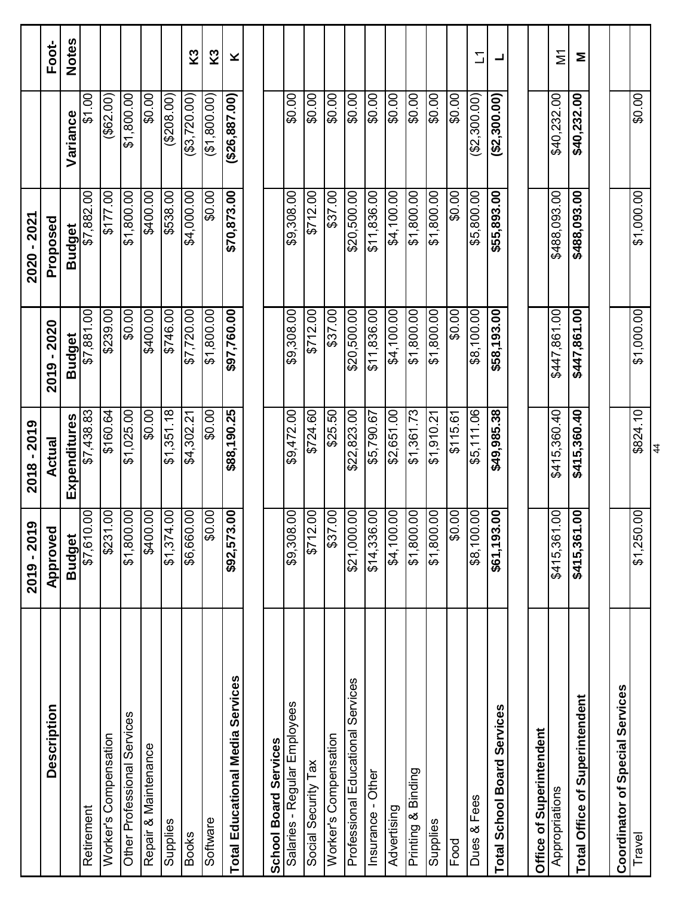| Description | 2019 - 2019 Approved Budget | 2018 - 2019 Actual Expenditures | 2019 - 2020 Budget | 2020 - 2021 Proposed Budget | Variance | Foot-Notes |
|---|---|---|---|---|---|---|
| Retirement | $7,610.00 | $7,438.83 | $7,881.00 | $7,882.00 | $1.00 | |
| Worker's Compensation | $231.00 | $160.64 | $239.00 | $177.00 | ($62.00) | |
| Other Professional Services | $1,800.00 | $1,025.00 | $0.00 | $1,800.00 | $1,800.00 | |
| Repair & Maintenance | $400.00 | $0.00 | $400.00 | $400.00 | $0.00 | |
| Supplies | $1,374.00 | $1,351.18 | $746.00 | $538.00 | ($208.00) | |
| Books | $6,660.00 | $4,302.21 | $7,720.00 | $4,000.00 | ($3,720.00) | K3 |
| Software | $0.00 | $0.00 | $1,800.00 | $0.00 | ($1,800.00) | K3 |
| **Total Educational Media Services** | **$92,573.00** | **$88,190.25** | **$97,760.00** | **$70,873.00** | **($26,887.00)** | **K** |
| | | | | | | |
| **School Board Services** | | | | | | |
| Salaries - Regular Employees | $9,308.00 | $9,472.00 | $9,308.00 | $9,308.00 | $0.00 | |
| Social Security Tax | $712.00 | $724.60 | $712.00 | $712.00 | $0.00 | |
| Worker's Compensation | $37.00 | $25.50 | $37.00 | $37.00 | $0.00 | |
| Professional Educational Services | $21,000.00 | $22,823.00 | $20,500.00 | $20,500.00 | $0.00 | |
| Insurance - Other | $14,336.00 | $5,790.67 | $11,836.00 | $11,836.00 | $0.00 | |
| Advertising | $4,100.00 | $2,651.00 | $4,100.00 | $4,100.00 | $0.00 | |
| Printing & Binding | $1,800.00 | $1,361.73 | $1,800.00 | $1,800.00 | $0.00 | |
| Supplies | $1,800.00 | $1,910.21 | $1,800.00 | $1,800.00 | $0.00 | |
| Food | $0.00 | $115.61 | $0.00 | $0.00 | $0.00 | |
| Dues & Fees | $8,100.00 | $5,111.06 | $8,100.00 | $5,800.00 | ($2,300.00) | L1 |
| **Total School Board Services** | **$61,193.00** | **$49,985.38** | **$58,193.00** | **$55,893.00** | **($2,300.00)** | **L** |
| | | | | | | |
| **Office of Superintendent** | | | | | | |
| Appropriations | $415,361.00 | $415,360.40 | $447,861.00 | $488,093.00 | $40,232.00 | M1 |
| **Total Office of Superintendent** | **$415,361.00** | **$415,360.40** | **$447,861.00** | **$488,093.00** | **$40,232.00** | **M** |
| | | | | | | |
| **Coordinator of Special Services** | | | | | | |
| Travel | $1,250.00 | $824.10 | $1,000.00 | $1,000.00 | $0.00 | |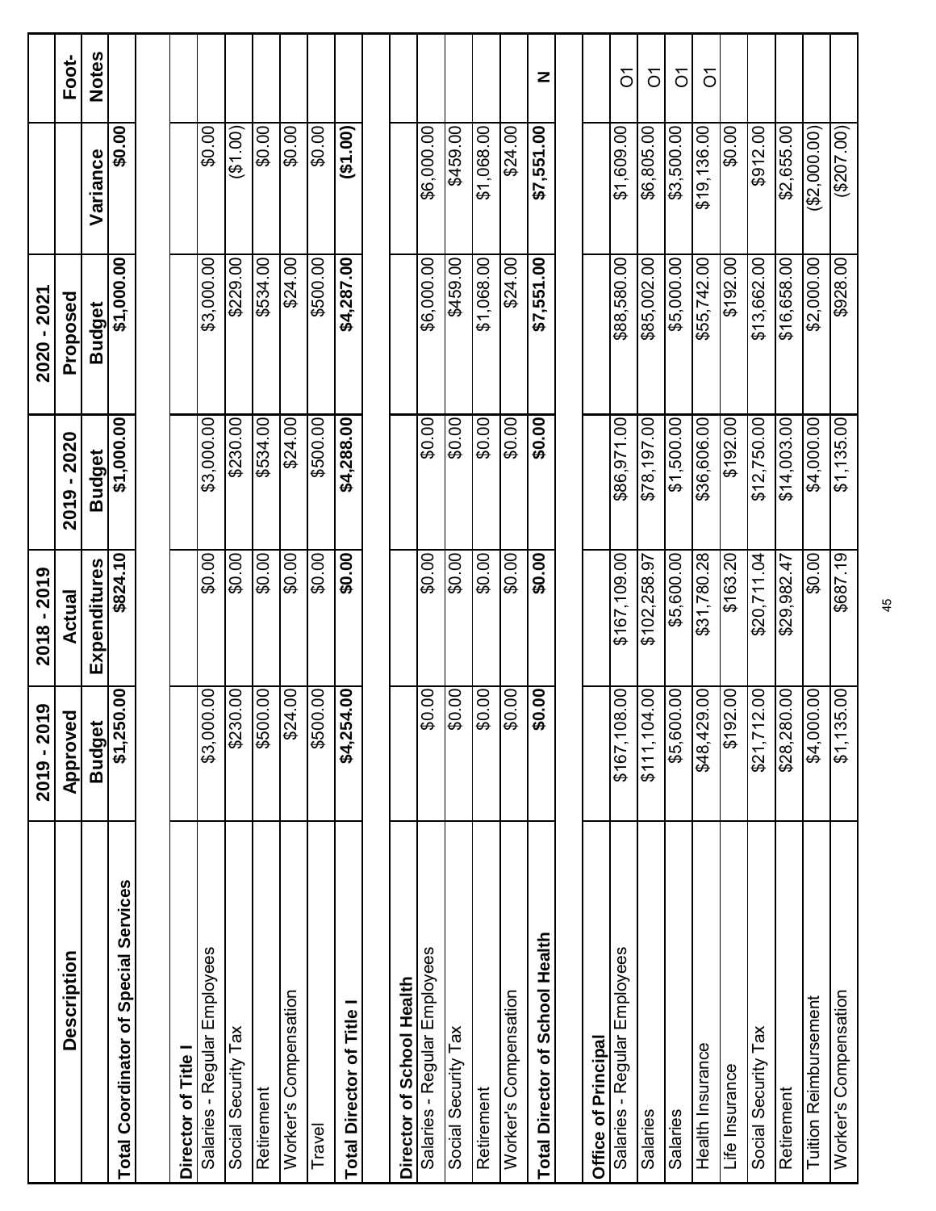| Description | 2019 - 2019 Approved Budget | 2018 - 2019 Actual Expenditures | 2019 - 2020 Budget | 2020 - 2021 Proposed Budget | Variance | Foot-Notes |
|---|---|---|---|---|---|---|
| **Total Coordinator of Special Services** | **$1,250.00** | **$824.10** | **$1,000.00** | **$1,000.00** | **$0.00** | |
| | | | | | | |
| **Director of Title I** | | | | | | |
| Salaries - Regular Employees | $3,000.00 | $0.00 | $3,000.00 | $3,000.00 | $0.00 | |
| Social Security Tax | $230.00 | $0.00 | $230.00 | $229.00 | ($1.00) | |
| Retirement | $500.00 | $0.00 | $534.00 | $534.00 | $0.00 | |
| Worker's Compensation | $24.00 | $0.00 | $24.00 | $24.00 | $0.00 | |
| Travel | $500.00 | $0.00 | $500.00 | $500.00 | $0.00 | |
| **Total Director of Title I** | **$4,254.00** | **$0.00** | **$4,288.00** | **$4,287.00** | **($1.00)** | |
| | | | | | | |
| **Director of School Health** | | | | | | |
| Salaries - Regular Employees | $0.00 | $0.00 | $0.00 | $6,000.00 | $6,000.00 | |
| Social Security Tax | $0.00 | $0.00 | $0.00 | $459.00 | $459.00 | |
| Retirement | $0.00 | $0.00 | $0.00 | $1,068.00 | $1,068.00 | |
| Worker's Compensation | $0.00 | $0.00 | $0.00 | $24.00 | $24.00 | |
| **Total Director of School Health** | **$0.00** | **$0.00** | **$0.00** | **$7,551.00** | **$7,551.00** | **N** |
| | | | | | | |
| **Office of Principal** | | | | | | |
| Salaries - Regular Employees | $167,108.00 | $167,109.00 | $86,971.00 | $88,580.00 | $1,609.00 | O1 |
| Salaries | $111,104.00 | $102,258.97 | $78,197.00 | $85,002.00 | $6,805.00 | O1 |
| Salaries | $5,600.00 | $5,600.00 | $1,500.00 | $5,000.00 | $3,500.00 | O1 |
| Health Insurance | $48,429.00 | $31,780.28 | $36,606.00 | $55,742.00 | $19,136.00 | O1 |
| Life Insurance | $192.00 | $163.20 | $192.00 | $192.00 | $0.00 | |
| Social Security Tax | $21,712.00 | $20,711.04 | $12,750.00 | $13,662.00 | $912.00 | |
| Retirement | $28,280.00 | $29,982.47 | $14,003.00 | $16,658.00 | $2,655.00 | |
| Tuition Reimbursement | $4,000.00 | $0.00 | $4,000.00 | $2,000.00 | ($2,000.00) | |
| Worker's Compensation | $1,135.00 | $687.19 | $1,135.00 | $928.00 | ($207.00) | |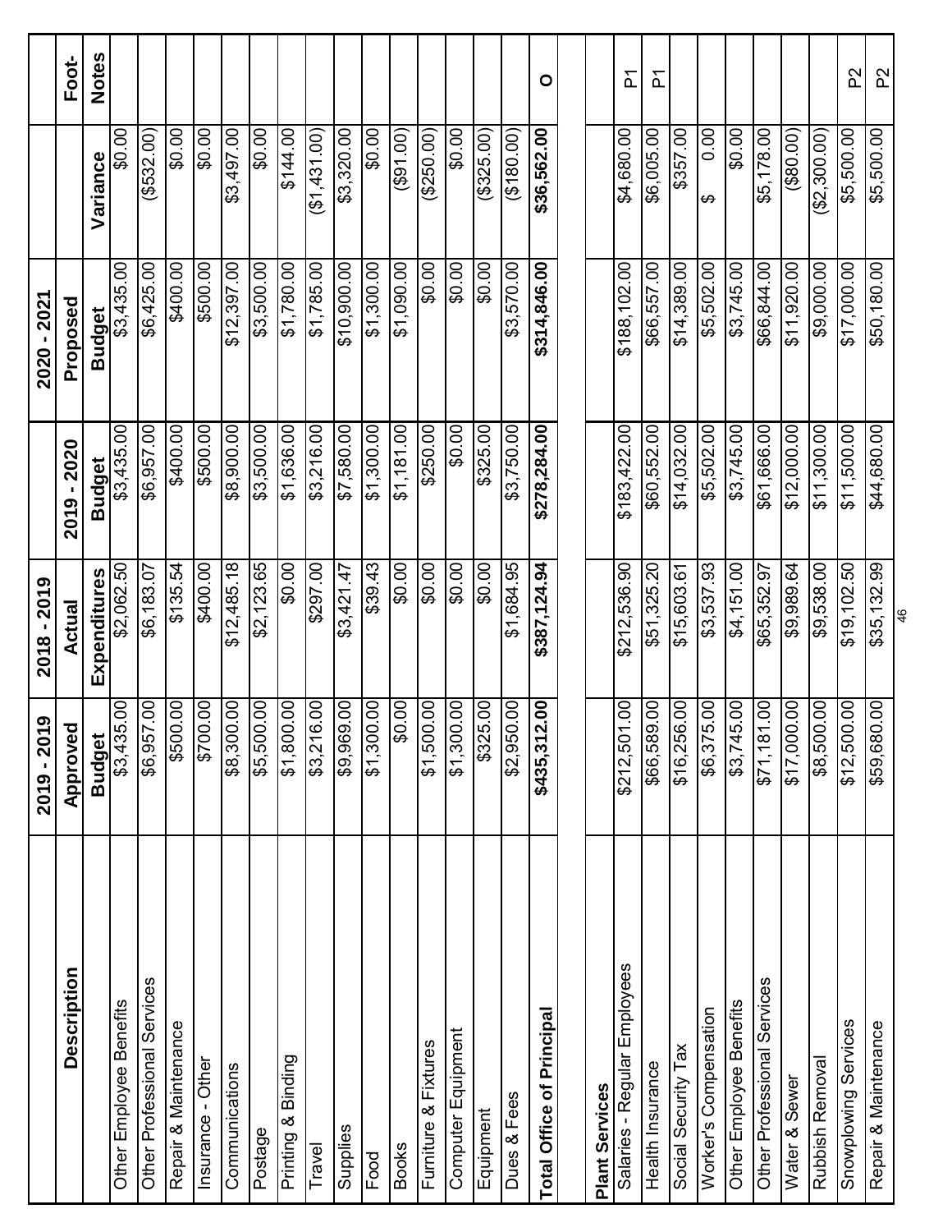| Description | 2019 - 2019 Approved Budget | 2018 - 2019 Actual Expenditures | 2019 - 2020 Budget | 2020 - 2021 Proposed Budget | Variance | Foot-Notes |
|---|---|---|---|---|---|---|
| Other Employee Benefits | $3,435.00 | $2,062.50 | $3,435.00 | $3,435.00 | $0.00 | |
| Other Professional Services | $6,957.00 | $6,183.07 | $6,957.00 | $6,425.00 | ($532.00) | |
| Repair & Maintenance | $500.00 | $135.54 | $400.00 | $400.00 | $0.00 | |
| Insurance - Other | $700.00 | $400.00 | $500.00 | $500.00 | $0.00 | |
| Communications | $8,300.00 | $12,485.18 | $8,900.00 | $12,397.00 | $3,497.00 | |
| Postage | $5,500.00 | $2,123.65 | $3,500.00 | $3,500.00 | $0.00 | |
| Printing & Binding | $1,800.00 | $0.00 | $1,636.00 | $1,780.00 | $144.00 | |
| Travel | $3,216.00 | $297.00 | $3,216.00 | $1,785.00 | ($1,431.00) | |
| Supplies | $9,969.00 | $3,421.47 | $7,580.00 | $10,900.00 | $3,320.00 | |
| Food | $1,300.00 | $39.43 | $1,300.00 | $1,300.00 | $0.00 | |
| Books | $0.00 | $0.00 | $1,181.00 | $1,090.00 | ($91.00) | |
| Furniture & Fixtures | $1,500.00 | $0.00 | $250.00 | $0.00 | ($250.00) | |
| Computer Equipment | $1,300.00 | $0.00 | $0.00 | $0.00 | $0.00 | |
| Equipment | $325.00 | $0.00 | $325.00 | $0.00 | ($325.00) | |
| Dues & Fees | $2,950.00 | $1,684.95 | $3,750.00 | $3,570.00 | ($180.00) | |
| **Total Office of Principal** | **$435,312.00** | **$387,124.94** | **$278,284.00** | **$314,846.00** | **$36,562.00** | **O** |
| | | | | | | |
| **Plant Services** | | | | | | |
| Salaries - Regular Employees | $212,501.00 | $212,536.90 | $183,422.00 | $188,102.00 | $4,680.00 | P1 |
| Health Insurance | $66,589.00 | $51,325.20 | $60,552.00 | $66,557.00 | $6,005.00 | P1 |
| Social Security Tax | $16,256.00 | $15,603.61 | $14,032.00 | $14,389.00 | $357.00 | |
| Worker's Compensation | $6,375.00 | $3,537.93 | $5,502.00 | $5,502.00 | $ 0.00 | |
| Other Employee Benefits | $3,745.00 | $4,151.00 | $3,745.00 | $3,745.00 | $0.00 | |
| Other Professional Services | $71,181.00 | $65,352.97 | $61,666.00 | $66,844.00 | $5,178.00 | |
| Water & Sewer | $17,000.00 | $9,989.64 | $12,000.00 | $11,920.00 | ($80.00) | |
| Rubbish Removal | $8,500.00 | $9,538.00 | $11,300.00 | $9,000.00 | ($2,300.00) | |
| Snowplowing Services | $12,500.00 | $19,102.50 | $11,500.00 | $17,000.00 | $5,500.00 | P2 |
| Repair & Maintenance | $59,680.00 | $35,132.99 | $44,680.00 | $50,180.00 | $5,500.00 | P2 |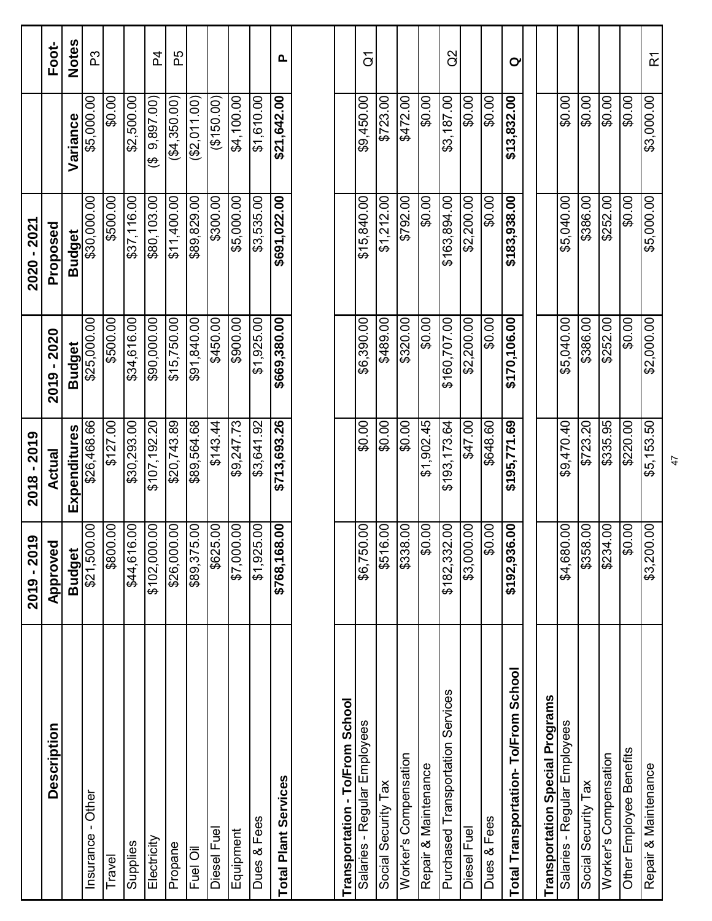| Description | 2019 - 2019 Approved Budget | 2018 - 2019 Actual Expenditures | 2019 - 2020 Budget | 2020 - 2021 Proposed Budget | Variance | Foot-Notes |
|---|---|---|---|---|---|---|
| Insurance - Other | $21,500.00 | $26,468.66 | $25,000.00 | $30,000.00 | $5,000.00 | P3 |
| Travel | $800.00 | $127.00 | $500.00 | $500.00 | $0.00 | |
| Supplies | $44,616.00 | $30,293.00 | $34,616.00 | $37,116.00 | $2,500.00 | |
| Electricity | $102,000.00 | $107,192.20 | $90,000.00 | $80,103.00 | ($ 9,897.00) | P4 |
| Propane | $26,000.00 | $20,743.89 | $15,750.00 | $11,400.00 | ($4,350.00) | P5 |
| Fuel Oil | $89,375.00 | $89,564.68 | $91,840.00 | $89,829.00 | ($2,011.00) | |
| Diesel Fuel | $625.00 | $143.44 | $450.00 | $300.00 | ($150.00) | |
| Equipment | $7,000.00 | $9,247.73 | $900.00 | $5,000.00 | $4,100.00 | |
| Dues & Fees | $1,925.00 | $3,641.92 | $1,925.00 | $3,535.00 | $1,610.00 | |
| **Total Plant Services** | **$768,168.00** | **$713,693.26** | **$669,380.00** | **$691,022.00** | **$21,642.00** | **P** |
| | | | | | | |
| **Transportation - To/From School** | | | | | | |
| Salaries - Regular Employees | $6,750.00 | $0.00 | $6,390.00 | $15,840.00 | $9,450.00 | Q1 |
| Social Security Tax | $516.00 | $0.00 | $489.00 | $1,212.00 | $723.00 | |
| Worker's Compensation | $338.00 | $0.00 | $320.00 | $792.00 | $472.00 | |
| Repair & Maintenance | $0.00 | $1,902.45 | $0.00 | $0.00 | $0.00 | |
| Purchased Transportation Services | $182,332.00 | $193,173.64 | $160,707.00 | $163,894.00 | $3,187.00 | Q2 |
| Diesel Fuel | $3,000.00 | $47.00 | $2,200.00 | $2,200.00 | $0.00 | |
| Dues & Fees | $0.00 | $648.60 | $0.00 | $0.00 | $0.00 | |
| **Total Transportation- To/From School** | **$192,936.00** | **$195,771.69** | **$170,106.00** | **$183,938.00** | **$13,832.00** | **Q** |
| | | | | | | |
| **Transportation Special Programs** | | | | | | |
| Salaries - Regular Employees | $4,680.00 | $9,470.40 | $5,040.00 | $5,040.00 | $0.00 | |
| Social Security Tax | $358.00 | $723.20 | $386.00 | $386.00 | $0.00 | |
| Worker's Compensation | $234.00 | $335.95 | $252.00 | $252.00 | $0.00 | |
| Other Employee Benefits | $0.00 | $220.00 | $0.00 | $0.00 | $0.00 | |
| Repair & Maintenance | $3,200.00 | $5,153.50 | $2,000.00 | $5,000.00 | $3,000.00 | R1 |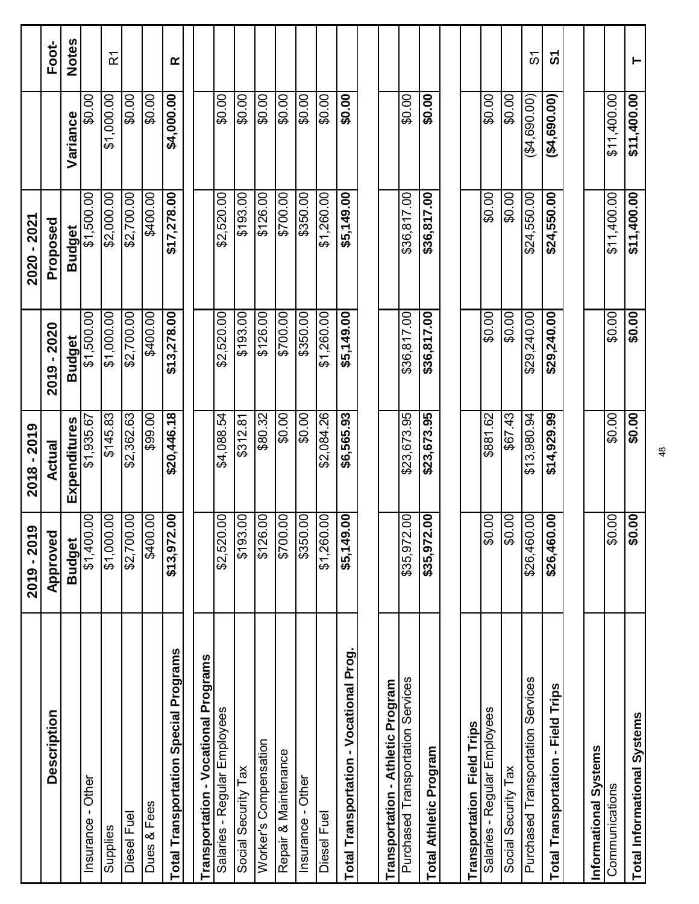| Description | 2019 - 2019 Approved Budget | 2018 - 2019 Actual Expenditures | 2019 - 2020 Budget | 2020 - 2021 Proposed Budget | Variance | Foot-Notes |
|---|---|---|---|---|---|---|
| Insurance - Other | $1,400.00 | $1,935.67 | $1,500.00 | $1,500.00 | $0.00 | |
| Supplies | $1,000.00 | $145.83 | $1,000.00 | $2,000.00 | $1,000.00 | R1 |
| Diesel Fuel | $2,700.00 | $2,362.63 | $2,700.00 | $2,700.00 | $0.00 | |
| Dues & Fees | $400.00 | $99.00 | $400.00 | $400.00 | $0.00 | |
| **Total Transportation Special Programs** | **$13,972.00** | **$20,446.18** | **$13,278.00** | **$17,278.00** | **$4,000.00** | **R** |
| | | | | | | |
| **Transportation - Vocational Programs** | | | | | | |
| Salaries - Regular Employees | $2,520.00 | $4,088.54 | $2,520.00 | $2,520.00 | $0.00 | |
| Social Security Tax | $193.00 | $312.81 | $193.00 | $193.00 | $0.00 | |
| Worker's Compensation | $126.00 | $80.32 | $126.00 | $126.00 | $0.00 | |
| Repair & Maintenance | $700.00 | $0.00 | $700.00 | $700.00 | $0.00 | |
| Insurance - Other | $350.00 | $0.00 | $350.00 | $350.00 | $0.00 | |
| Diesel Fuel | $1,260.00 | $2,084.26 | $1,260.00 | $1,260.00 | $0.00 | |
| **Total Transportation - Vocational Prog.** | **$5,149.00** | **$6,565.93** | **$5,149.00** | **$5,149.00** | **$0.00** | |
| | | | | | | |
| **Transportation - Athletic Program** | | | | | | |
| Purchased Transportation Services | $35,972.00 | $23,673.95 | $36,817.00 | $36,817.00 | $0.00 | |
| **Total Athletic Program** | **$35,972.00** | **$23,673.95** | **$36,817.00** | **$36,817.00** | **$0.00** | |
| | | | | | | |
| **Transportation Field Trips** | | | | | | |
| Salaries - Regular Employees | $0.00 | $881.62 | $0.00 | $0.00 | $0.00 | |
| Social Security Tax | $0.00 | $67.43 | $0.00 | $0.00 | $0.00 | |
| Purchased Transportation Services | $26,460.00 | $13,980.94 | $29,240.00 | $24,550.00 | ($4,690.00) | S1 |
| **Total Transportation - Field Trips** | **$26,460.00** | **$14,929.99** | **$29,240.00** | **$24,550.00** | **($4,690.00)** | **S1** |
| | | | | | | |
| **Informational Systems** | | | | | | |
| Communications | $0.00 | $0.00 | $0.00 | $11,400.00 | $11,400.00 | |
| **Total Informational Systems** | **$0.00** | **$0.00** | **$0.00** | **$11,400.00** | **$11,400.00** | **T** |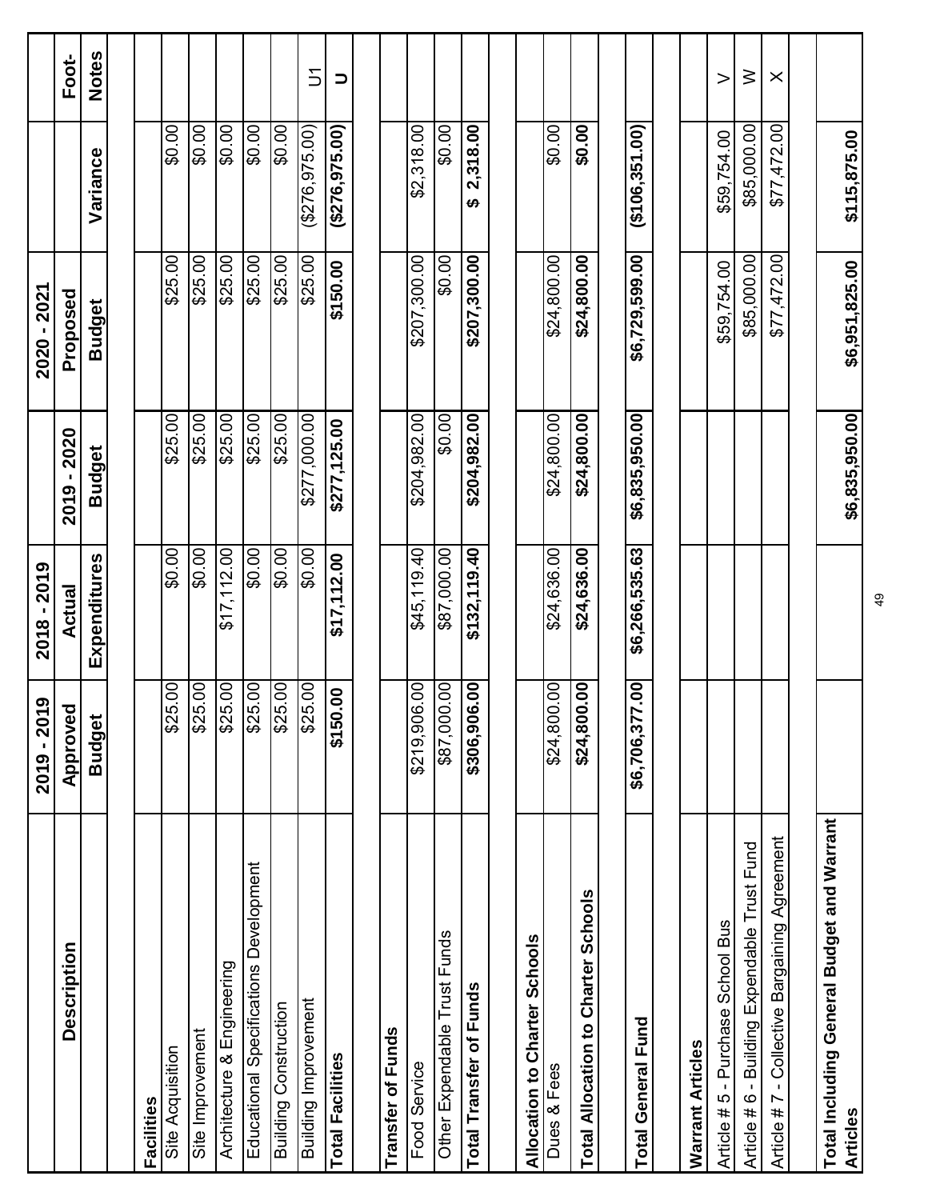| Description | 2019 - 2019 Approved Budget | 2018 - 2019 Actual Expenditures | 2019 - 2020 Budget | 2020 - 2021 Proposed Budget | Variance | Foot-Notes |
|---|---|---|---|---|---|---|
| | | | | | | |
| **Facilities** | | | | | | |
| Site Acquisition | $25.00 | $0.00 | $25.00 | $25.00 | $0.00 | |
| Site Improvement | $25.00 | $0.00 | $25.00 | $25.00 | $0.00 | |
| Architecture & Engineering | $25.00 | $17,112.00 | $25.00 | $25.00 | $0.00 | |
| Educational Specifications Development | $25.00 | $0.00 | $25.00 | $25.00 | $0.00 | |
| Building Construction | $25.00 | $0.00 | $25.00 | $25.00 | $0.00 | |
| Building Improvement | $25.00 | $0.00 | $277,000.00 | $25.00 | ($276,975.00) | U1 |
| **Total Facilities** | **$150.00** | **$17,112.00** | **$277,125.00** | **$150.00** | **($276,975.00)** | **U** |
| | | | | | | |
| **Transfer of Funds** | | | | | | |
| Food Service | $219,906.00 | $45,119.40 | $204,982.00 | $207,300.00 | $2,318.00 | |
| Other Expendable Trust Funds | $87,000.00 | $87,000.00 | $0.00 | $0.00 | $0.00 | |
| **Total Transfer of Funds** | **$306,906.00** | **$132,119.40** | **$204,982.00** | **$207,300.00** | **$ 2,318.00** | |
| | | | | | | |
| **Allocation to Charter Schools** | | | | | | |
| Dues & Fees | $24,800.00 | $24,636.00 | $24,800.00 | $24,800.00 | $0.00 | |
| **Total Allocation to Charter Schools** | **$24,800.00** | **$24,636.00** | **$24,800.00** | **$24,800.00** | **$0.00** | |
| | | | | | | |
| **Total General Fund** | **$6,706,377.00** | **$6,266,535.63** | **$6,835,950.00** | **$6,729,599.00** | **($106,351.00)** | |
| | | | | | | |
| **Warrant Articles** | | | | | | |
| Article # 5 - Purchase School Bus | | | | $59,754.00 | $59,754.00 | V |
| Article # 6 - Building Expendable Trust Fund | | | | $85,000.00 | $85,000.00 | W |
| Article # 7 - Collective Bargaining Agreement | | | | $77,472.00 | $77,472.00 | X |
| | | | | | | |
| **Total Including General Budget and Warrant Articles** | | | **$6,835,950.00** | **$6,951,825.00** | **$115,875.00** | |